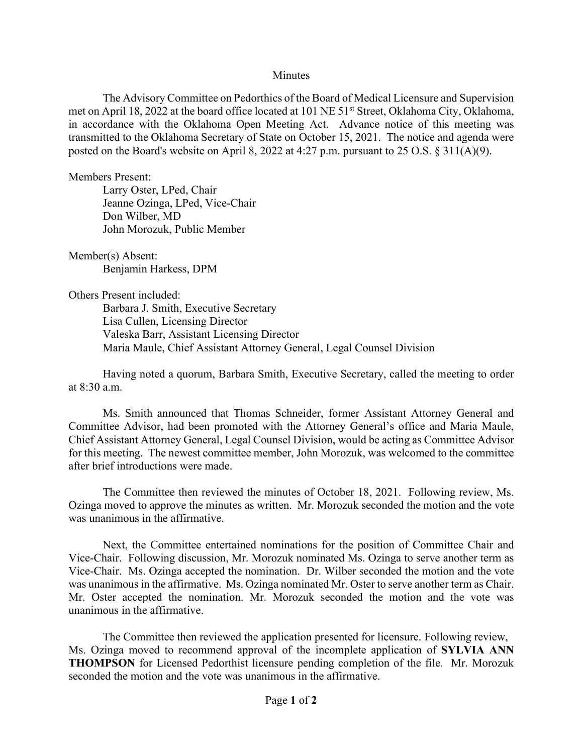# Minutes

The Advisory Committee on Pedorthics of the Board of Medical Licensure and Supervision met on April 18, 2022 at the board office located at 101 NE 51st Street, Oklahoma City, Oklahoma, in accordance with the Oklahoma Open Meeting Act. Advance notice of this meeting was transmitted to the Oklahoma Secretary of State on October 15, 2021. The notice and agenda were posted on the Board's website on April 8, 2022 at 4:27 p.m. pursuant to 25 O.S. § 311(A)(9).

Members Present:

- Larry Oster, LPed, Chair
- Jeanne Ozinga, LPed, Vice-Chair
- Don Wilber, MD
- John Morozuk, Public Member

Member(s) Absent:

- Benjamin Harkess, DPM

Others Present included:

- Barbara J. Smith, Executive Secretary
- Lisa Cullen, Licensing Director
- Valeska Barr, Assistant Licensing Director
- Maria Maule, Chief Assistant Attorney General, Legal Counsel Division

Having noted a quorum, Barbara Smith, Executive Secretary, called the meeting to order at 8:30 a.m.

Ms. Smith announced that Thomas Schneider, former Assistant Attorney General and Committee Advisor, had been promoted with the Attorney General's office and Maria Maule, Chief Assistant Attorney General, Legal Counsel Division, would be acting as Committee Advisor for this meeting. The newest committee member, John Morozuk, was welcomed to the committee after brief introductions were made.

The Committee then reviewed the minutes of October 18, 2021. Following review, Ms. Ozinga moved to approve the minutes as written. Mr. Morozuk seconded the motion and the vote was unanimous in the affirmative.

Next, the Committee entertained nominations for the position of Committee Chair and Vice-Chair. Following discussion, Mr. Morozuk nominated Ms. Ozinga to serve another term as Vice-Chair. Ms. Ozinga accepted the nomination. Dr. Wilber seconded the motion and the vote was unanimous in the affirmative. Ms. Ozinga nominated Mr. Oster to serve another term as Chair. Mr. Oster accepted the nomination. Mr. Morozuk seconded the motion and the vote was unanimous in the affirmative.

The Committee then reviewed the application presented for licensure. Following review, Ms. Ozinga moved to recommend approval of the incomplete application of **SYLVIA ANN THOMPSON** for Licensed Pedorthist licensure pending completion of the file. Mr. Morozuk seconded the motion and the vote was unanimous in the affirmative.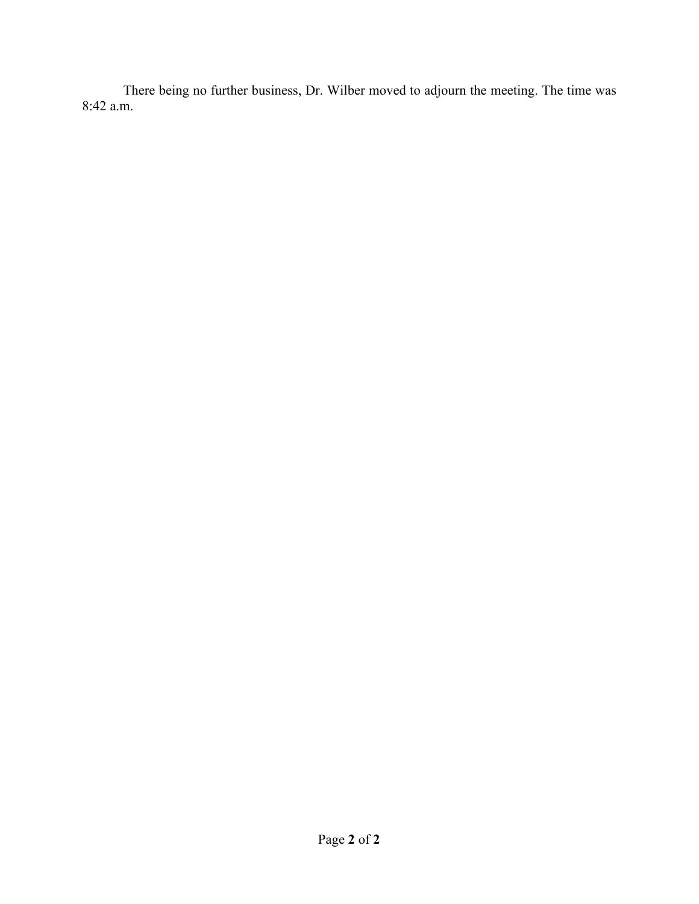There being no further business, Dr. Wilber moved to adjourn the meeting. The time was 8:42 a.m.